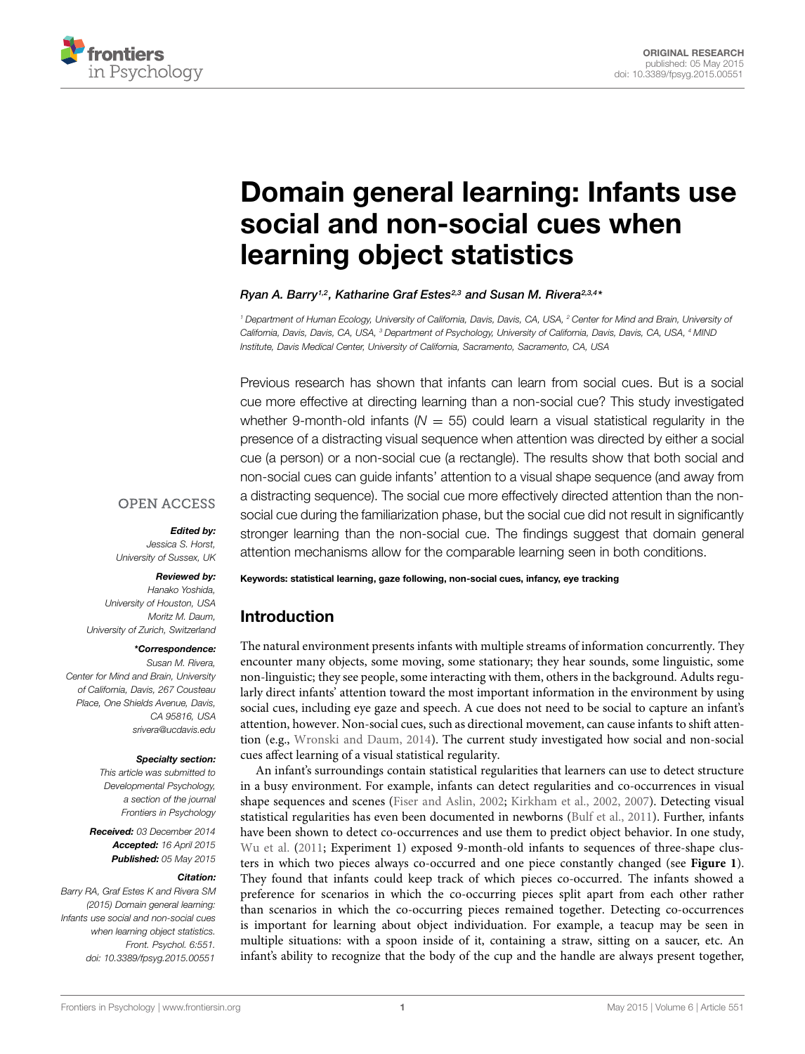ORIGINAL RESEARCH
published: 05 May 2015
doi: 10.3389/fpsyg.2015.00551

# Domain general learning: Infants use social and non-social cues when learning object statistics

*Ryan A. Barry[1,2], Katharine Graf Estes[2,3] and Susan M. Rivera[2,3,4]**

[1] Department of Human Ecology, University of California, Davis, Davis, CA, USA, [2] Center for Mind and Brain, University of California, Davis, Davis, CA, USA, [3] Department of Psychology, University of California, Davis, Davis, CA, USA, [4] MIND Institute, Davis Medical Center, University of California, Sacramento, Sacramento, CA, USA

Previous research has shown that infants can learn from social cues. But is a social cue more effective at directing learning than a non-social cue? This study investigated whether 9-month-old infants ($N = 55$) could learn a visual statistical regularity in the presence of a distracting visual sequence when attention was directed by either a social cue (a person) or a non-social cue (a rectangle). The results show that both social and non-social cues can guide infants' attention to a visual shape sequence (and away from a distracting sequence). The social cue more effectively directed attention than the non-social cue during the familiarization phase, but the social cue did not result in significantly stronger learning than the non-social cue. The findings suggest that domain general attention mechanisms allow for the comparable learning seen in both conditions.

**Keywords: statistical learning, gaze following, non-social cues, infancy, eye tracking**

OPEN ACCESS

***Edited by:***
*Jessica S. Horst,*
*University of Sussex, UK*

***Reviewed by:***
*Hanako Yoshida,*
*University of Houston, USA*
*Moritz M. Daum,*
*University of Zurich, Switzerland*

***\*Correspondence:***
*Susan M. Rivera,*
*Center for Mind and Brain, University of California, Davis, 267 Cousteau Place, One Shields Avenue, Davis, CA 95816, USA*
*srivera@ucdavis.edu*

**Specialty section:**
*This article was submitted to Developmental Psychology, a section of the journal Frontiers in Psychology*

***Received:*** *03 December 2014*
***Accepted:*** *16 April 2015*
***Published:*** *05 May 2015*

***Citation:***
*Barry RA, Graf Estes K and Rivera SM (2015) Domain general learning: Infants use social and non-social cues when learning object statistics. Front. Psychol. 6:551. doi: 10.3389/fpsyg.2015.00551*

## Introduction

The natural environment presents infants with multiple streams of information concurrently. They encounter many objects, some moving, some stationary; they hear sounds, some linguistic, some non-linguistic; they see people, some interacting with them, others in the background. Adults regularly direct infants' attention toward the most important information in the environment by using social cues, including eye gaze and speech. A cue does not need to be social to capture an infant's attention, however. Non-social cues, such as directional movement, can cause infants to shift attention (e.g., Wronski and Daum, 2014). The current study investigated how social and non-social cues affect learning of a visual statistical regularity.

An infant's surroundings contain statistical regularities that learners can use to detect structure in a busy environment. For example, infants can detect regularities and co-occurrences in visual shape sequences and scenes (Fiser and Aslin, 2002; Kirkham et al., 2002, 2007). Detecting visual statistical regularities has even been documented in newborns (Bulf et al., 2011). Further, infants have been shown to detect co-occurrences and use them to predict object behavior. In one study, Wu et al. (2011; Experiment 1) exposed 9-month-old infants to sequences of three-shape clusters in which two pieces always co-occurred and one piece constantly changed (see **Figure 1**). They found that infants could keep track of which pieces co-occurred. The infants showed a preference for scenarios in which the co-occurring pieces split apart from each other rather than scenarios in which the co-occurring pieces remained together. Detecting co-occurrences is important for learning about object individuation. For example, a teacup may be seen in multiple situations: with a spoon inside of it, containing a straw, sitting on a saucer, etc. An infant's ability to recognize that the body of the cup and the handle are always present together,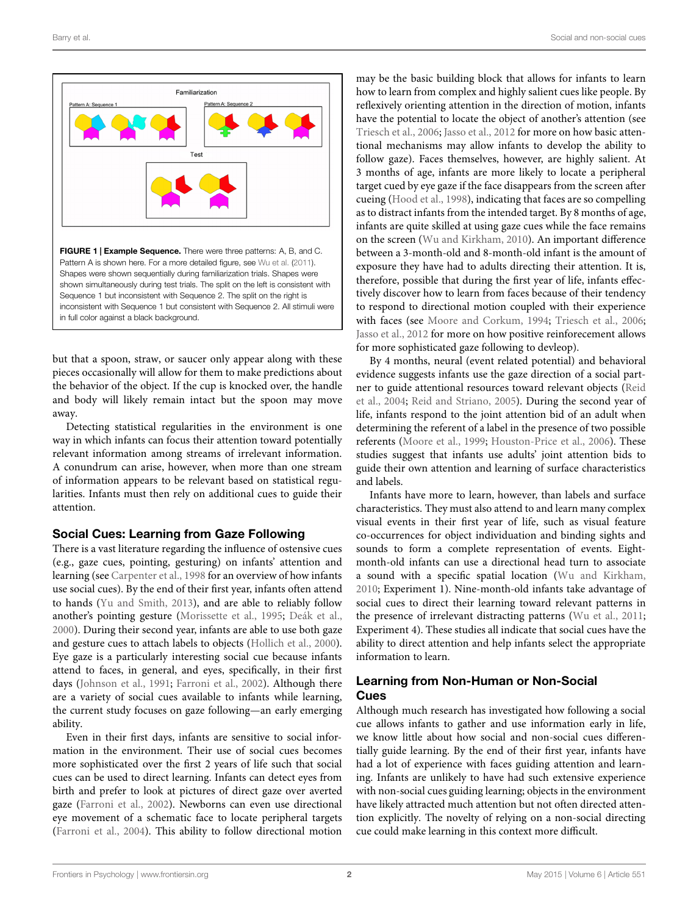FIGURE 1 | **Example Sequence.** There were three patterns: A, B, and C. Pattern A is shown here. For a more detailed figure, see Wu et al. (2011). Shapes were shown sequentially during familiarization trials. Shapes were shown simultaneously during test trials. The split on the left is consistent with Sequence 1 but inconsistent with Sequence 2. The split on the right is inconsistent with Sequence 1 but consistent with Sequence 2. All stimuli were in full color against a black background.

but that a spoon, straw, or saucer only appear along with these pieces occasionally will allow for them to make predictions about the behavior of the object. If the cup is knocked over, the handle and body will likely remain intact but the spoon may move away.

Detecting statistical regularities in the environment is one way in which infants can focus their attention toward potentially relevant information among streams of irrelevant information. A conundrum can arise, however, when more than one stream of information appears to be relevant based on statistical regularities. Infants must then rely on additional cues to guide their attention.

## Social Cues: Learning from Gaze Following

There is a vast literature regarding the influence of ostensive cues (e.g., gaze cues, pointing, gesturing) on infants' attention and learning (see Carpenter et al., 1998 for an overview of how infants use social cues). By the end of their first year, infants often attend to hands (Yu and Smith, 2013), and are able to reliably follow another's pointing gesture (Morissette et al., 1995; Deák et al., 2000). During their second year, infants are able to use both gaze and gesture cues to attach labels to objects (Hollich et al., 2000). Eye gaze is a particularly interesting social cue because infants attend to faces, in general, and eyes, specifically, in their first days (Johnson et al., 1991; Farroni et al., 2002). Although there are a variety of social cues available to infants while learning, the current study focuses on gaze following—an early emerging ability.

Even in their first days, infants are sensitive to social information in the environment. Their use of social cues becomes more sophisticated over the first 2 years of life such that social cues can be used to direct learning. Infants can detect eyes from birth and prefer to look at pictures of direct gaze over averted gaze (Farroni et al., 2002). Newborns can even use directional eye movement of a schematic face to locate peripheral targets (Farroni et al., 2004). This ability to follow directional motion may be the basic building block that allows for infants to learn how to learn from complex and highly salient cues like people. By reflexively orienting attention in the direction of motion, infants have the potential to locate the object of another's attention (see Triesch et al., 2006; Jasso et al., 2012 for more on how basic attentional mechanisms may allow infants to develop the ability to follow gaze). Faces themselves, however, are highly salient. At 3 months of age, infants are more likely to locate a peripheral target cued by eye gaze if the face disappears from the screen after cueing (Hood et al., 1998), indicating that faces are so compelling as to distract infants from the intended target. By 8 months of age, infants are quite skilled at using gaze cues while the face remains on the screen (Wu and Kirkham, 2010). An important difference between a 3-month-old and 8-month-old infant is the amount of exposure they have had to adults directing their attention. It is, therefore, possible that during the first year of life, infants effectively discover how to learn from faces because of their tendency to respond to directional motion coupled with their experience with faces (see Moore and Corkum, 1994; Triesch et al., 2006; Jasso et al., 2012 for more on how positive reinforecement allows for more sophisticated gaze following to devleop).

By 4 months, neural (event related potential) and behavioral evidence suggests infants use the gaze direction of a social partner to guide attentional resources toward relevant objects (Reid et al., 2004; Reid and Striano, 2005). During the second year of life, infants respond to the joint attention bid of an adult when determining the referent of a label in the presence of two possible referents (Moore et al., 1999; Houston-Price et al., 2006). These studies suggest that infants use adults' joint attention bids to guide their own attention and learning of surface characteristics and labels.

Infants have more to learn, however, than labels and surface characteristics. They must also attend to and learn many complex visual events in their first year of life, such as visual feature co-occurrences for object individuation and binding sights and sounds to form a complete representation of events. Eight-month-old infants can use a directional head turn to associate a sound with a specific spatial location (Wu and Kirkham, 2010; Experiment 1). Nine-month-old infants take advantage of social cues to direct their learning toward relevant patterns in the presence of irrelevant distracting patterns (Wu et al., 2011; Experiment 4). These studies all indicate that social cues have the ability to direct attention and help infants select the appropriate information to learn.

## Learning from Non-Human or Non-Social Cues

Although much research has investigated how following a social cue allows infants to gather and use information early in life, we know little about how social and non-social cues differentially guide learning. By the end of their first year, infants have had a lot of experience with faces guiding attention and learning. Infants are unlikely to have had such extensive experience with non-social cues guiding learning; objects in the environment have likely attracted much attention but not often directed attention explicitly. The novelty of relying on a non-social directing cue could make learning in this context more difficult.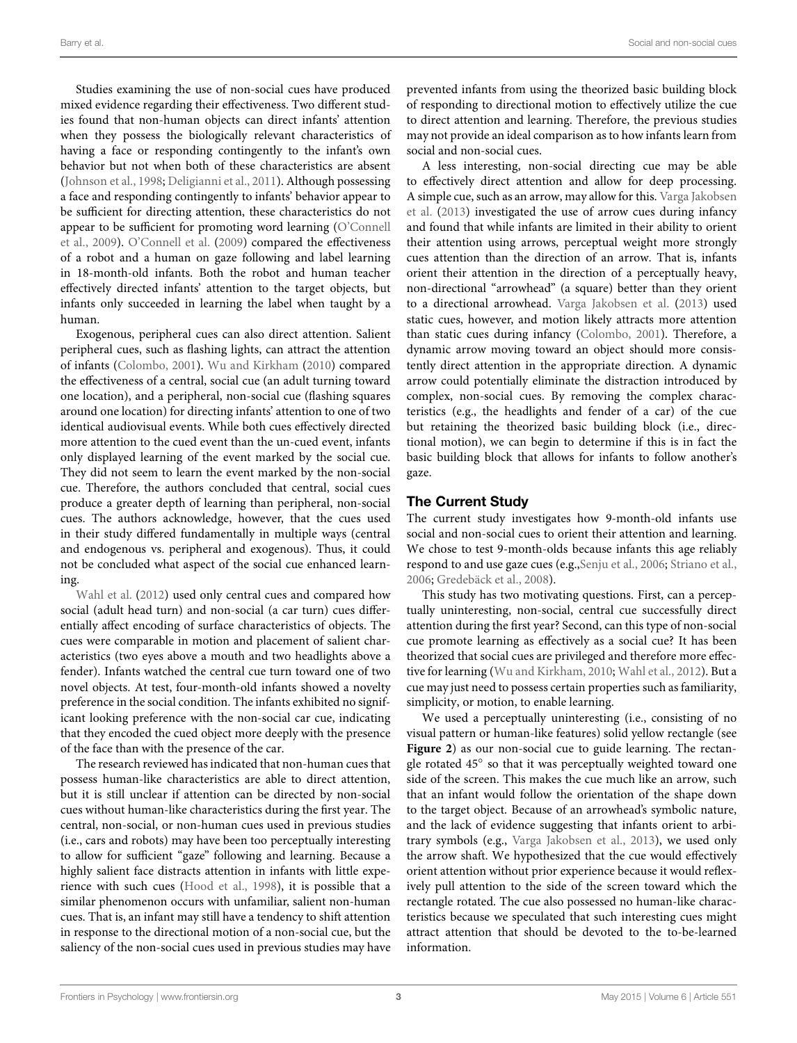Studies examining the use of non-social cues have produced mixed evidence regarding their effectiveness. Two different studies found that non-human objects can direct infants' attention when they possess the biologically relevant characteristics of having a face or responding contingently to the infant's own behavior but not when both of these characteristics are absent (Johnson et al., 1998; Deligianni et al., 2011). Although possessing a face and responding contingently to infants' behavior appear to be sufficient for directing attention, these characteristics do not appear to be sufficient for promoting word learning (O'Connell et al., 2009). O'Connell et al. (2009) compared the effectiveness of a robot and a human on gaze following and label learning in 18-month-old infants. Both the robot and human teacher effectively directed infants' attention to the target objects, but infants only succeeded in learning the label when taught by a human.

Exogenous, peripheral cues can also direct attention. Salient peripheral cues, such as flashing lights, can attract the attention of infants (Colombo, 2001). Wu and Kirkham (2010) compared the effectiveness of a central, social cue (an adult turning toward one location), and a peripheral, non-social cue (flashing squares around one location) for directing infants' attention to one of two identical audiovisual events. While both cues effectively directed more attention to the cued event than the un-cued event, infants only displayed learning of the event marked by the social cue. They did not seem to learn the event marked by the non-social cue. Therefore, the authors concluded that central, social cues produce a greater depth of learning than peripheral, non-social cues. The authors acknowledge, however, that the cues used in their study differed fundamentally in multiple ways (central and endogenous vs. peripheral and exogenous). Thus, it could not be concluded what aspect of the social cue enhanced learning.

Wahl et al. (2012) used only central cues and compared how social (adult head turn) and non-social (a car turn) cues differentially affect encoding of surface characteristics of objects. The cues were comparable in motion and placement of salient characteristics (two eyes above a mouth and two headlights above a fender). Infants watched the central cue turn toward one of two novel objects. At test, four-month-old infants showed a novelty preference in the social condition. The infants exhibited no significant looking preference with the non-social car cue, indicating that they encoded the cued object more deeply with the presence of the face than with the presence of the car.

The research reviewed has indicated that non-human cues that possess human-like characteristics are able to direct attention, but it is still unclear if attention can be directed by non-social cues without human-like characteristics during the first year. The central, non-social, or non-human cues used in previous studies (i.e., cars and robots) may have been too perceptually interesting to allow for sufficient "gaze" following and learning. Because a highly salient face distracts attention in infants with little experience with such cues (Hood et al., 1998), it is possible that a similar phenomenon occurs with unfamiliar, salient non-human cues. That is, an infant may still have a tendency to shift attention in response to the directional motion of a non-social cue, but the saliency of the non-social cues used in previous studies may have prevented infants from using the theorized basic building block of responding to directional motion to effectively utilize the cue to direct attention and learning. Therefore, the previous studies may not provide an ideal comparison as to how infants learn from social and non-social cues.

A less interesting, non-social directing cue may be able to effectively direct attention and allow for deep processing. A simple cue, such as an arrow, may allow for this. Varga Jakobsen et al. (2013) investigated the use of arrow cues during infancy and found that while infants are limited in their ability to orient their attention using arrows, perceptual weight more strongly cues attention than the direction of an arrow. That is, infants orient their attention in the direction of a perceptually heavy, non-directional "arrowhead" (a square) better than they orient to a directional arrowhead. Varga Jakobsen et al. (2013) used static cues, however, and motion likely attracts more attention than static cues during infancy (Colombo, 2001). Therefore, a dynamic arrow moving toward an object should more consistently direct attention in the appropriate direction. A dynamic arrow could potentially eliminate the distraction introduced by complex, non-social cues. By removing the complex characteristics (e.g., the headlights and fender of a car) of the cue but retaining the theorized basic building block (i.e., directional motion), we can begin to determine if this is in fact the basic building block that allows for infants to follow another's gaze.

## The Current Study

The current study investigates how 9-month-old infants use social and non-social cues to orient their attention and learning. We chose to test 9-month-olds because infants this age reliably respond to and use gaze cues (e.g.,Senju et al., 2006; Striano et al., 2006; Gredebäck et al., 2008).

This study has two motivating questions. First, can a perceptually uninteresting, non-social, central cue successfully direct attention during the first year? Second, can this type of non-social cue promote learning as effectively as a social cue? It has been theorized that social cues are privileged and therefore more effective for learning (Wu and Kirkham, 2010; Wahl et al., 2012). But a cue may just need to possess certain properties such as familiarity, simplicity, or motion, to enable learning.

We used a perceptually uninteresting (i.e., consisting of no visual pattern or human-like features) solid yellow rectangle (see **Figure 2**) as our non-social cue to guide learning. The rectangle rotated 45° so that it was perceptually weighted toward one side of the screen. This makes the cue much like an arrow, such that an infant would follow the orientation of the shape down to the target object. Because of an arrowhead's symbolic nature, and the lack of evidence suggesting that infants orient to arbitrary symbols (e.g., Varga Jakobsen et al., 2013), we used only the arrow shaft. We hypothesized that the cue would effectively orient attention without prior experience because it would reflexively pull attention to the side of the screen toward which the rectangle rotated. The cue also possessed no human-like characteristics because we speculated that such interesting cues might attract attention that should be devoted to the to-be-learned information.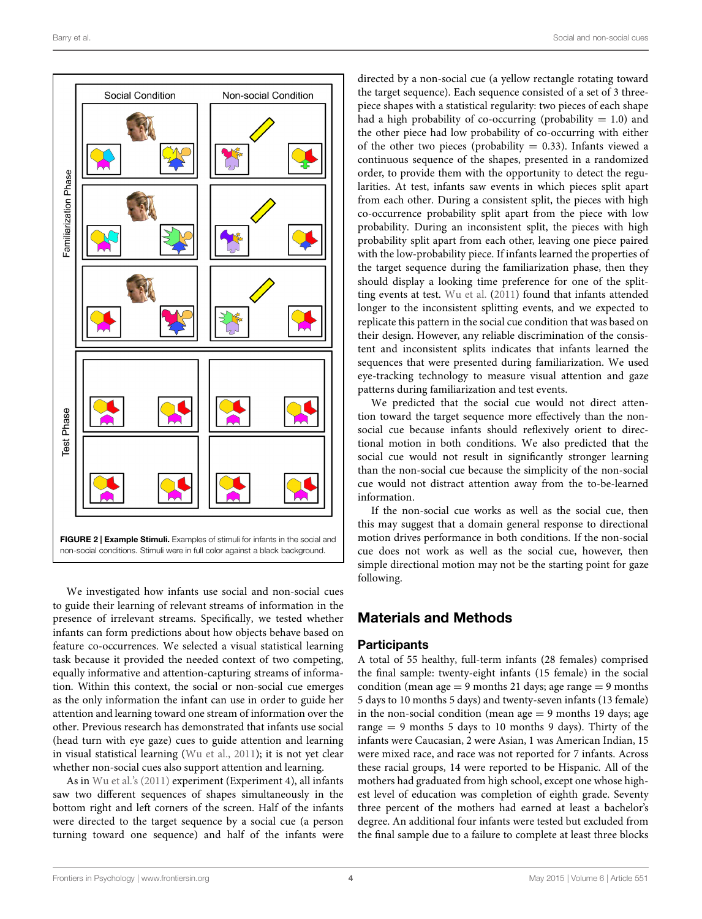FIGURE 2 | **Example Stimuli.** Examples of stimuli for infants in the social and non-social conditions. Stimuli were in full color against a black background.

We investigated how infants use social and non-social cues to guide their learning of relevant streams of information in the presence of irrelevant streams. Specifically, we tested whether infants can form predictions about how objects behave based on feature co-occurrences. We selected a visual statistical learning task because it provided the needed context of two competing, equally informative and attention-capturing streams of information. Within this context, the social or non-social cue emerges as the only information the infant can use in order to guide her attention and learning toward one stream of information over the other. Previous research has demonstrated that infants use social (head turn with eye gaze) cues to guide attention and learning in visual statistical learning (Wu et al., 2011); it is not yet clear whether non-social cues also support attention and learning.

As in Wu et al.'s (2011) experiment (Experiment 4), all infants saw two different sequences of shapes simultaneously in the bottom right and left corners of the screen. Half of the infants were directed to the target sequence by a social cue (a person turning toward one sequence) and half of the infants were directed by a non-social cue (a yellow rectangle rotating toward the target sequence). Each sequence consisted of a set of 3 three-piece shapes with a statistical regularity: two pieces of each shape had a high probability of co-occurring (probability = 1.0) and the other piece had low probability of co-occurring with either of the other two pieces (probability = 0.33). Infants viewed a continuous sequence of the shapes, presented in a randomized order, to provide them with the opportunity to detect the regularities. At test, infants saw events in which pieces split apart from each other. During a consistent split, the pieces with high co-occurrence probability split apart from the piece with low probability. During an inconsistent split, the pieces with high probability split apart from each other, leaving one piece paired with the low-probability piece. If infants learned the properties of the target sequence during the familiarization phase, then they should display a looking time preference for one of the splitting events at test. Wu et al. (2011) found that infants attended longer to the inconsistent splitting events, and we expected to replicate this pattern in the social cue condition that was based on their design. However, any reliable discrimination of the consistent and inconsistent splits indicates that infants learned the sequences that were presented during familiarization. We used eye-tracking technology to measure visual attention and gaze patterns during familiarization and test events.

We predicted that the social cue would not direct attention toward the target sequence more effectively than the non-social cue because infants should reflexively orient to directional motion in both conditions. We also predicted that the social cue would not result in significantly stronger learning than the non-social cue because the simplicity of the non-social cue would not distract attention away from the to-be-learned information.

If the non-social cue works as well as the social cue, then this may suggest that a domain general response to directional motion drives performance in both conditions. If the non-social cue does not work as well as the social cue, however, then simple directional motion may not be the starting point for gaze following.

## Materials and Methods

### Participants

A total of 55 healthy, full-term infants (28 females) comprised the final sample: twenty-eight infants (15 female) in the social condition (mean age = 9 months 21 days; age range = 9 months 5 days to 10 months 5 days) and twenty-seven infants (13 female) in the non-social condition (mean age = 9 months 19 days; age range = 9 months 5 days to 10 months 9 days). Thirty of the infants were Caucasian, 2 were Asian, 1 was American Indian, 15 were mixed race, and race was not reported for 7 infants. Across these racial groups, 14 were reported to be Hispanic. All of the mothers had graduated from high school, except one whose highest level of education was completion of eighth grade. Seventy three percent of the mothers had earned at least a bachelor's degree. An additional four infants were tested but excluded from the final sample due to a failure to complete at least three blocks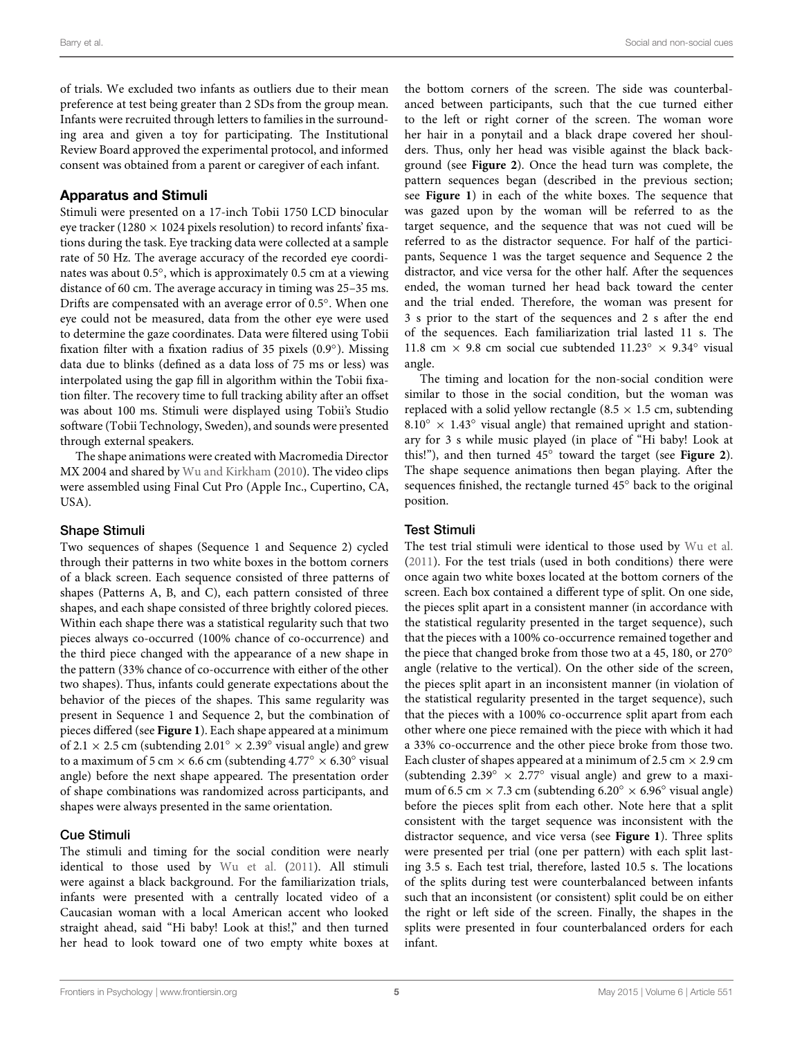of trials. We excluded two infants as outliers due to their mean preference at test being greater than 2 SDs from the group mean. Infants were recruited through letters to families in the surrounding area and given a toy for participating. The Institutional Review Board approved the experimental protocol, and informed consent was obtained from a parent or caregiver of each infant.

## Apparatus and Stimuli

Stimuli were presented on a 17-inch Tobii 1750 LCD binocular eye tracker (1280 × 1024 pixels resolution) to record infants' fixations during the task. Eye tracking data were collected at a sample rate of 50 Hz. The average accuracy of the recorded eye coordinates was about 0.5°, which is approximately 0.5 cm at a viewing distance of 60 cm. The average accuracy in timing was 25–35 ms. Drifts are compensated with an average error of 0.5°. When one eye could not be measured, data from the other eye were used to determine the gaze coordinates. Data were filtered using Tobii fixation filter with a fixation radius of 35 pixels (0.9°). Missing data due to blinks (defined as a data loss of 75 ms or less) was interpolated using the gap fill in algorithm within the Tobii fixation filter. The recovery time to full tracking ability after an offset was about 100 ms. Stimuli were displayed using Tobii's Studio software (Tobii Technology, Sweden), and sounds were presented through external speakers.

The shape animations were created with Macromedia Director MX 2004 and shared by Wu and Kirkham (2010). The video clips were assembled using Final Cut Pro (Apple Inc., Cupertino, CA, USA).

### Shape Stimuli

Two sequences of shapes (Sequence 1 and Sequence 2) cycled through their patterns in two white boxes in the bottom corners of a black screen. Each sequence consisted of three patterns of shapes (Patterns A, B, and C), each pattern consisted of three shapes, and each shape consisted of three brightly colored pieces. Within each shape there was a statistical regularity such that two pieces always co-occurred (100% chance of co-occurrence) and the third piece changed with the appearance of a new shape in the pattern (33% chance of co-occurrence with either of the other two shapes). Thus, infants could generate expectations about the behavior of the pieces of the shapes. This same regularity was present in Sequence 1 and Sequence 2, but the combination of pieces differed (see **Figure 1**). Each shape appeared at a minimum of 2.1 × 2.5 cm (subtending 2.01° × 2.39° visual angle) and grew to a maximum of 5 cm × 6.6 cm (subtending 4.77° × 6.30° visual angle) before the next shape appeared. The presentation order of shape combinations was randomized across participants, and shapes were always presented in the same orientation.

### Cue Stimuli

The stimuli and timing for the social condition were nearly identical to those used by Wu et al. (2011). All stimuli were against a black background. For the familiarization trials, infants were presented with a centrally located video of a Caucasian woman with a local American accent who looked straight ahead, said "Hi baby! Look at this!," and then turned her head to look toward one of two empty white boxes at the bottom corners of the screen. The side was counterbalanced between participants, such that the cue turned either to the left or right corner of the screen. The woman wore her hair in a ponytail and a black drape covered her shoulders. Thus, only her head was visible against the black background (see **Figure 2**). Once the head turn was complete, the pattern sequences began (described in the previous section; see **Figure 1**) in each of the white boxes. The sequence that was gazed upon by the woman will be referred to as the target sequence, and the sequence that was not cued will be referred to as the distractor sequence. For half of the participants, Sequence 1 was the target sequence and Sequence 2 the distractor, and vice versa for the other half. After the sequences ended, the woman turned her head back toward the center and the trial ended. Therefore, the woman was present for 3 s prior to the start of the sequences and 2 s after the end of the sequences. Each familiarization trial lasted 11 s. The 11.8 cm × 9.8 cm social cue subtended 11.23° × 9.34° visual angle.

The timing and location for the non-social condition were similar to those in the social condition, but the woman was replaced with a solid yellow rectangle (8.5 × 1.5 cm, subtending 8.10° × 1.43° visual angle) that remained upright and stationary for 3 s while music played (in place of "Hi baby! Look at this!"), and then turned 45° toward the target (see **Figure 2**). The shape sequence animations then began playing. After the sequences finished, the rectangle turned 45° back to the original position.

### Test Stimuli

The test trial stimuli were identical to those used by Wu et al. (2011). For the test trials (used in both conditions) there were once again two white boxes located at the bottom corners of the screen. Each box contained a different type of split. On one side, the pieces split apart in a consistent manner (in accordance with the statistical regularity presented in the target sequence), such that the pieces with a 100% co-occurrence remained together and the piece that changed broke from those two at a 45, 180, or 270° angle (relative to the vertical). On the other side of the screen, the pieces split apart in an inconsistent manner (in violation of the statistical regularity presented in the target sequence), such that the pieces with a 100% co-occurrence split apart from each other where one piece remained with the piece with which it had a 33% co-occurrence and the other piece broke from those two. Each cluster of shapes appeared at a minimum of 2.5 cm × 2.9 cm (subtending 2.39° × 2.77° visual angle) and grew to a maximum of 6.5 cm × 7.3 cm (subtending 6.20° × 6.96° visual angle) before the pieces split from each other. Note here that a split consistent with the target sequence was inconsistent with the distractor sequence, and vice versa (see **Figure 1**). Three splits were presented per trial (one per pattern) with each split lasting 3.5 s. Each test trial, therefore, lasted 10.5 s. The locations of the splits during test were counterbalanced between infants such that an inconsistent (or consistent) split could be on either the right or left side of the screen. Finally, the shapes in the splits were presented in four counterbalanced orders for each infant.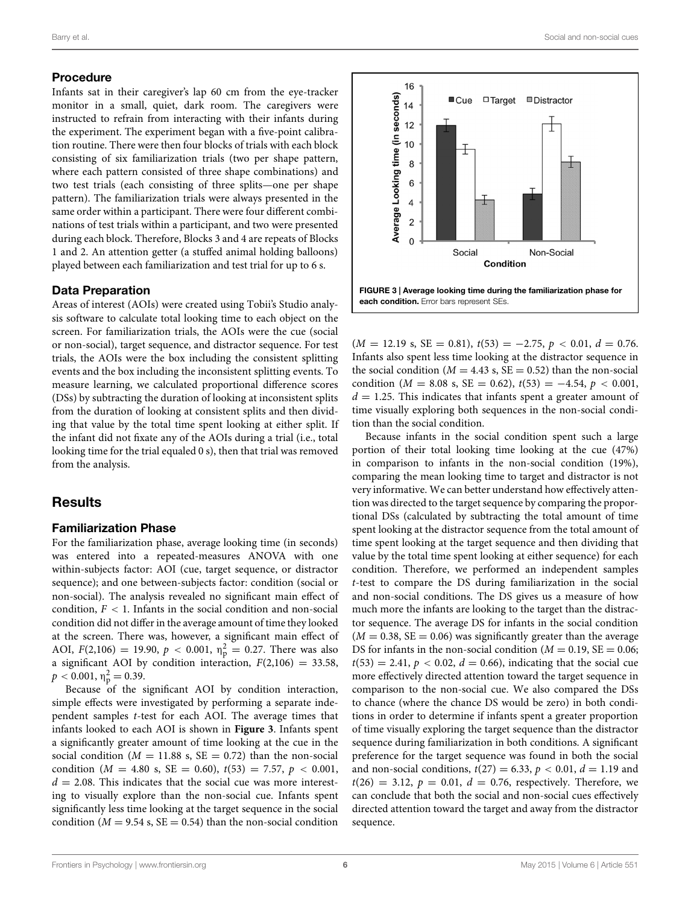## Procedure

Infants sat in their caregiver's lap 60 cm from the eye-tracker monitor in a small, quiet, dark room. The caregivers were instructed to refrain from interacting with their infants during the experiment. The experiment began with a five-point calibration routine. There were then four blocks of trials with each block consisting of six familiarization trials (two per shape pattern, where each pattern consisted of three shape combinations) and two test trials (each consisting of three splits—one per shape pattern). The familiarization trials were always presented in the same order within a participant. There were four different combinations of test trials within a participant, and two were presented during each block. Therefore, Blocks 3 and 4 are repeats of Blocks 1 and 2. An attention getter (a stuffed animal holding balloons) played between each familiarization and test trial for up to 6 s.

## Data Preparation

Areas of interest (AOIs) were created using Tobii's Studio analysis software to calculate total looking time to each object on the screen. For familiarization trials, the AOIs were the cue (social or non-social), target sequence, and distractor sequence. For test trials, the AOIs were the box including the consistent splitting events and the box including the inconsistent splitting events. To measure learning, we calculated proportional difference scores (DSs) by subtracting the duration of looking at inconsistent splits from the duration of looking at consistent splits and then dividing that value by the total time spent looking at either split. If the infant did not fixate any of the AOIs during a trial (i.e., total looking time for the trial equaled 0 s), then that trial was removed from the analysis.

# Results

## Familiarization Phase

For the familiarization phase, average looking time (in seconds) was entered into a repeated-measures ANOVA with one within-subjects factor: AOI (cue, target sequence, or distractor sequence); and one between-subjects factor: condition (social or non-social). The analysis revealed no significant main effect of condition, $F < 1$. Infants in the social condition and non-social condition did not differ in the average amount of time they looked at the screen. There was, however, a significant main effect of AOI, $F(2,106) = 19.90$, $p < 0.001$, $\eta_p^2 = 0.27$. There was also a significant AOI by condition interaction, $F(2,106) = 33.58$, $p < 0.001$, $\eta_p^2 = 0.39$.

Because of the significant AOI by condition interaction, simple effects were investigated by performing a separate independent samples $t$-test for each AOI. The average times that infants looked to each AOI is shown in **Figure 3**. Infants spent a significantly greater amount of time looking at the cue in the social condition ($M = 11.88$ s, SE $= 0.72$) than the non-social condition ($M = 4.80$ s, SE $= 0.60$), $t(53) = 7.57$, $p < 0.001$, $d = 2.08$. This indicates that the social cue was more interesting to visually explore than the non-social cue. Infants spent significantly less time looking at the target sequence in the social condition ($M = 9.54$ s, SE $= 0.54$) than the non-social condition ($M = 12.19$ s, SE $= 0.81$), $t(53) = -2.75$, $p < 0.01$, $d = 0.76$. Infants also spent less time looking at the distractor sequence in the social condition ($M = 4.43$ s, SE $= 0.52$) than the non-social condition ($M = 8.08$ s, SE $= 0.62$), $t(53) = -4.54$, $p < 0.001$, $d = 1.25$. This indicates that infants spent a greater amount of time visually exploring both sequences in the non-social condition than the social condition.

**FIGURE 3 | Average looking time during the familiarization phase for each condition.** Error bars represent SEs.

Because infants in the social condition spent such a large portion of their total looking time looking at the cue (47%) in comparison to infants in the non-social condition (19%), comparing the mean looking time to target and distractor is not very informative. We can better understand how effectively attention was directed to the target sequence by comparing the proportional DSs (calculated by subtracting the total amount of time spent looking at the distractor sequence from the total amount of time spent looking at the target sequence and then dividing that value by the total time spent looking at either sequence) for each condition. Therefore, we performed an independent samples $t$-test to compare the DS during familiarization in the social and non-social conditions. The DS gives us a measure of how much more the infants are looking to the target than the distractor sequence. The average DS for infants in the social condition ($M = 0.38$, SE $= 0.06$) was significantly greater than the average DS for infants in the non-social condition ($M = 0.19$, SE $= 0.06$; $t(53) = 2.41$, $p < 0.02$, $d = 0.66$), indicating that the social cue more effectively directed attention toward the target sequence in comparison to the non-social cue. We also compared the DSs to chance (where the chance DS would be zero) in both conditions in order to determine if infants spent a greater proportion of time visually exploring the target sequence than the distractor sequence during familiarization in both conditions. A significant preference for the target sequence was found in both the social and non-social conditions, $t(27) = 6.33$, $p < 0.01$, $d = 1.19$ and $t(26) = 3.12$, $p = 0.01$, $d = 0.76$, respectively. Therefore, we can conclude that both the social and non-social cues effectively directed attention toward the target and away from the distractor sequence.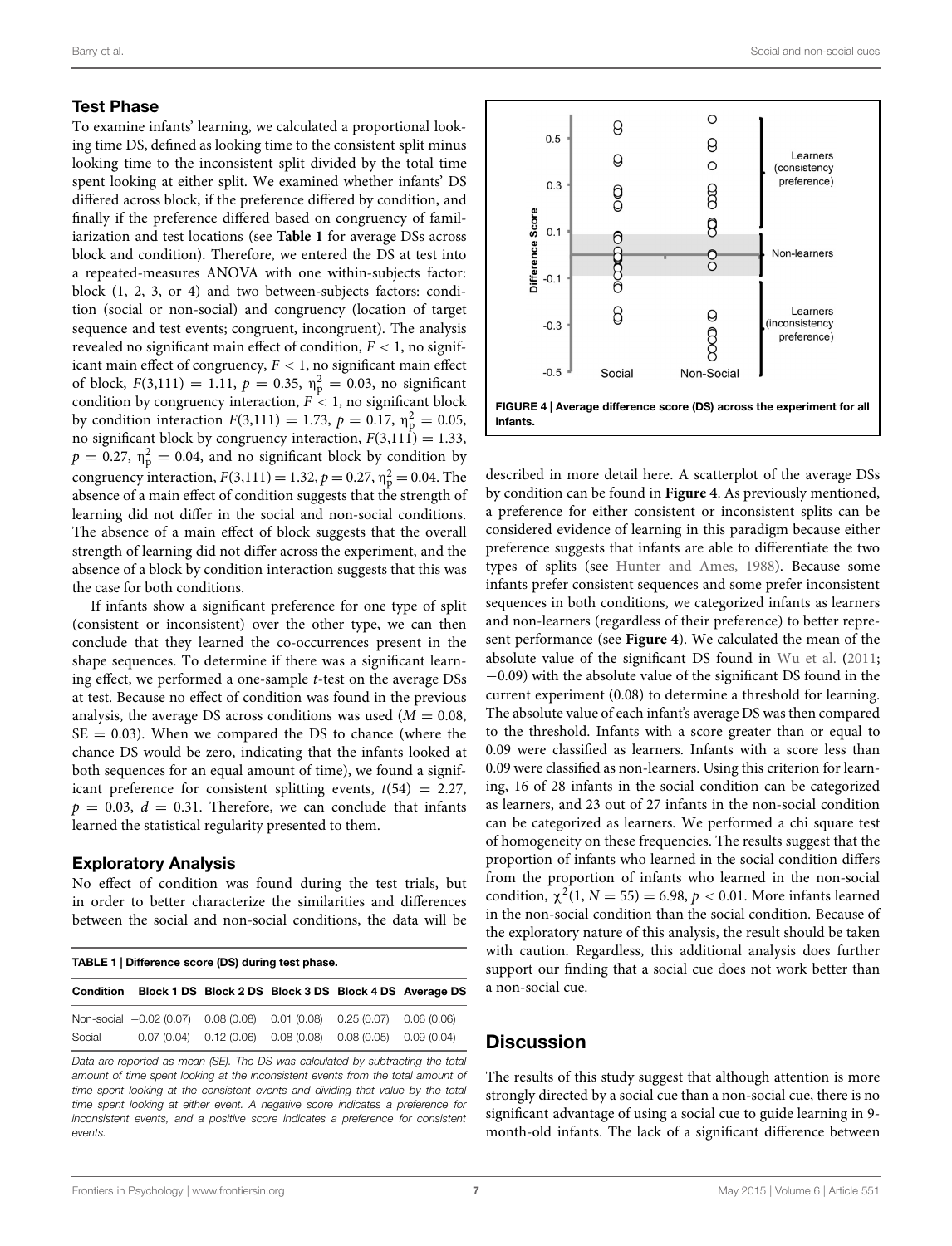### Test Phase

To examine infants' learning, we calculated a proportional looking time DS, defined as looking time to the consistent split minus looking time to the inconsistent split divided by the total time spent looking at either split. We examined whether infants' DS differed across block, if the preference differed by condition, and finally if the preference differed based on congruency of familiarization and test locations (see **Table 1** for average DSs across block and condition). Therefore, we entered the DS at test into a repeated-measures ANOVA with one within-subjects factor: block (1, 2, 3, or 4) and two between-subjects factors: condition (social or non-social) and congruency (location of target sequence and test events; congruent, incongruent). The analysis revealed no significant main effect of condition, $F < 1$, no significant main effect of congruency, $F < 1$, no significant main effect of block, $F(3,111) = 1.11$, $p = 0.35$, $\eta_p^2 = 0.03$, no significant condition by congruency interaction, $F < 1$, no significant block by condition interaction $F(3,111) = 1.73$, $p = 0.17$, $\eta_p^2 = 0.05$, no significant block by congruency interaction, $F(3,111) = 1.33$, $p = 0.27$, $\eta_p^2 = 0.04$, and no significant block by condition by congruency interaction, $F(3,111) = 1.32$, $p = 0.27$, $\eta_p^2 = 0.04$. The absence of a main effect of condition suggests that the strength of learning did not differ in the social and non-social conditions. The absence of a main effect of block suggests that the overall strength of learning did not differ across the experiment, and the absence of a block by condition interaction suggests that this was the case for both conditions.

If infants show a significant preference for one type of split (consistent or inconsistent) over the other type, we can then conclude that they learned the co-occurrences present in the shape sequences. To determine if there was a significant learning effect, we performed a one-sample $t$-test on the average DSs at test. Because no effect of condition was found in the previous analysis, the average DS across conditions was used ($M = 0.08$, $SE = 0.03$). When we compared the DS to chance (where the chance DS would be zero, indicating that the infants looked at both sequences for an equal amount of time), we found a significant preference for consistent splitting events, $t(54) = 2.27$, $p = 0.03$, $d = 0.31$. Therefore, we can conclude that infants learned the statistical regularity presented to them.

### Exploratory Analysis

No effect of condition was found during the test trials, but in order to better characterize the similarities and differences between the social and non-social conditions, the data will be described in more detail here. A scatterplot of the average DSs by condition can be found in **Figure 4**. As previously mentioned, a preference for either consistent or inconsistent splits can be considered evidence of learning in this paradigm because either preference suggests that infants are able to differentiate the two types of splits (see Hunter and Ames, 1988). Because some infants prefer consistent sequences and some prefer inconsistent sequences in both conditions, we categorized infants as learners and non-learners (regardless of their preference) to better represent performance (see **Figure 4**). We calculated the mean of the absolute value of the significant DS found in Wu et al. (2011; −0.09) with the absolute value of the significant DS found in the current experiment (0.08) to determine a threshold for learning. The absolute value of each infant's average DS was then compared to the threshold. Infants with a score greater than or equal to 0.09 were classified as learners. Infants with a score less than 0.09 were classified as non-learners. Using this criterion for learning, 16 of 28 infants in the social condition can be categorized as learners, and 23 out of 27 infants in the non-social condition can be categorized as learners. We performed a chi square test of homogeneity on these frequencies. The results suggest that the proportion of infants who learned in the social condition differs from the proportion of infants who learned in the non-social condition, $\chi^2(1, N = 55) = 6.98$, $p < 0.01$. More infants learned in the non-social condition than the social condition. Because of the exploratory nature of this analysis, the result should be taken with caution. Regardless, this additional analysis does further support our finding that a social cue does not work better than a non-social cue.

**TABLE 1 | Difference score (DS) during test phase.**

| Condition | Block 1 DS | Block 2 DS | Block 3 DS | Block 4 DS | Average DS |
|---|---|---|---|---|---|
| Non-social | −0.02 (0.07) | 0.08 (0.08) | 0.01 (0.08) | 0.25 (0.07) | 0.06 (0.06) |
| Social | 0.07 (0.04) | 0.12 (0.06) | 0.08 (0.08) | 0.08 (0.05) | 0.09 (0.04) |

*Data are reported as mean (SE). The DS was calculated by subtracting the total amount of time spent looking at the inconsistent events from the total amount of time spent looking at the consistent events and dividing that value by the total time spent looking at either event. A negative score indicates a preference for inconsistent events, and a positive score indicates a preference for consistent events.*

**FIGURE 4 | Average difference score (DS) across the experiment for all infants.**

## Discussion

The results of this study suggest that although attention is more strongly directed by a social cue than a non-social cue, there is no significant advantage of using a social cue to guide learning in 9-month-old infants. The lack of a significant difference between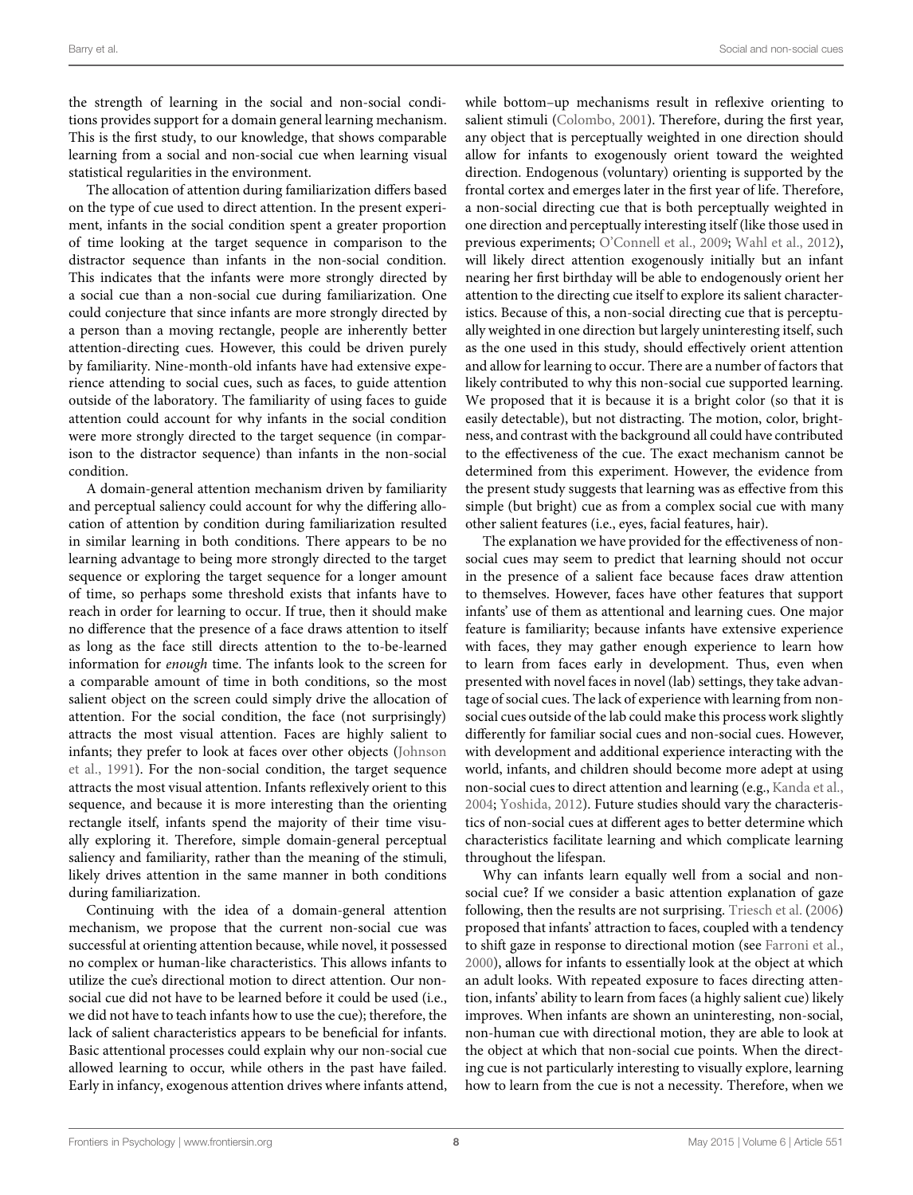the strength of learning in the social and non-social conditions provides support for a domain general learning mechanism. This is the first study, to our knowledge, that shows comparable learning from a social and non-social cue when learning visual statistical regularities in the environment.

The allocation of attention during familiarization differs based on the type of cue used to direct attention. In the present experiment, infants in the social condition spent a greater proportion of time looking at the target sequence in comparison to the distractor sequence than infants in the non-social condition. This indicates that the infants were more strongly directed by a social cue than a non-social cue during familiarization. One could conjecture that since infants are more strongly directed by a person than a moving rectangle, people are inherently better attention-directing cues. However, this could be driven purely by familiarity. Nine-month-old infants have had extensive experience attending to social cues, such as faces, to guide attention outside of the laboratory. The familiarity of using faces to guide attention could account for why infants in the social condition were more strongly directed to the target sequence (in comparison to the distractor sequence) than infants in the non-social condition.

A domain-general attention mechanism driven by familiarity and perceptual saliency could account for why the differing allocation of attention by condition during familiarization resulted in similar learning in both conditions. There appears to be no learning advantage to being more strongly directed to the target sequence or exploring the target sequence for a longer amount of time, so perhaps some threshold exists that infants have to reach in order for learning to occur. If true, then it should make no difference that the presence of a face draws attention to itself as long as the face still directs attention to the to-be-learned information for *enough* time. The infants look to the screen for a comparable amount of time in both conditions, so the most salient object on the screen could simply drive the allocation of attention. For the social condition, the face (not surprisingly) attracts the most visual attention. Faces are highly salient to infants; they prefer to look at faces over other objects (Johnson et al., 1991). For the non-social condition, the target sequence attracts the most visual attention. Infants reflexively orient to this sequence, and because it is more interesting than the orienting rectangle itself, infants spend the majority of their time visually exploring it. Therefore, simple domain-general perceptual saliency and familiarity, rather than the meaning of the stimuli, likely drives attention in the same manner in both conditions during familiarization.

Continuing with the idea of a domain-general attention mechanism, we propose that the current non-social cue was successful at orienting attention because, while novel, it possessed no complex or human-like characteristics. This allows infants to utilize the cue's directional motion to direct attention. Our non-social cue did not have to be learned before it could be used (i.e., we did not have to teach infants how to use the cue); therefore, the lack of salient characteristics appears to be beneficial for infants. Basic attentional processes could explain why our non-social cue allowed learning to occur, while others in the past have failed. Early in infancy, exogenous attention drives where infants attend, while top–down mechanisms result in reflexive orienting to salient stimuli (Colombo, 2001). Therefore, during the first year, any object that is perceptually weighted in one direction should allow for infants to exogenously orient toward the weighted direction. Endogenous (voluntary) orienting is supported by the frontal cortex and emerges later in the first year of life. Therefore, a non-social directing cue that is both perceptually weighted in one direction and perceptually interesting itself (like those used in previous experiments; O'Connell et al., 2009; Wahl et al., 2012), will likely direct attention exogenously initially but an infant nearing her first birthday will be able to endogenously orient her attention to the directing cue itself to explore its salient characteristics. Because of this, a non-social directing cue that is perceptually weighted in one direction but largely uninteresting itself, such as the one used in this study, should effectively orient attention and allow for learning to occur. There are a number of factors that likely contributed to why this non-social cue supported learning. We proposed that it is because it is a bright color (so that it is easily detectable), but not distracting. The motion, color, brightness, and contrast with the background all could have contributed to the effectiveness of the cue. The exact mechanism cannot be determined from this experiment. However, the evidence from the present study suggests that learning was as effective from this simple (but bright) cue as from a complex social cue with many other salient features (i.e., eyes, facial features, hair).

The explanation we have provided for the effectiveness of non-social cues may seem to predict that learning should not occur in the presence of a salient face because faces draw attention to themselves. However, faces have other features that support infants' use of them as attentional and learning cues. One major feature is familiarity; because infants have extensive experience with faces, they may gather enough experience to learn how to learn from faces early in development. Thus, even when presented with novel faces in novel (lab) settings, they take advantage of social cues. The lack of experience with learning from non-social cues outside of the lab could make this process work slightly differently for familiar social cues and non-social cues. However, with development and additional experience interacting with the world, infants, and children should become more adept at using non-social cues to direct attention and learning (e.g., Kanda et al., 2004; Yoshida, 2012). Future studies should vary the characteristics of non-social cues at different ages to better determine which characteristics facilitate learning and which complicate learning throughout the lifespan.

Why can infants learn equally well from a social and non-social cue? If we consider a basic attention explanation of gaze following, then the results are not surprising. Triesch et al. (2006) proposed that infants' attraction to faces, coupled with a tendency to shift gaze in response to directional motion (see Farroni et al., 2000), allows for infants to essentially look at the object at which an adult looks. With repeated exposure to faces directing attention, infants' ability to learn from faces (a highly salient cue) likely improves. When infants are shown an uninteresting, non-social, non-human cue with directional motion, they are able to look at the object at which that non-social cue points. When the directing cue is not particularly interesting to visually explore, learning how to learn from the cue is not a necessity. Therefore, when we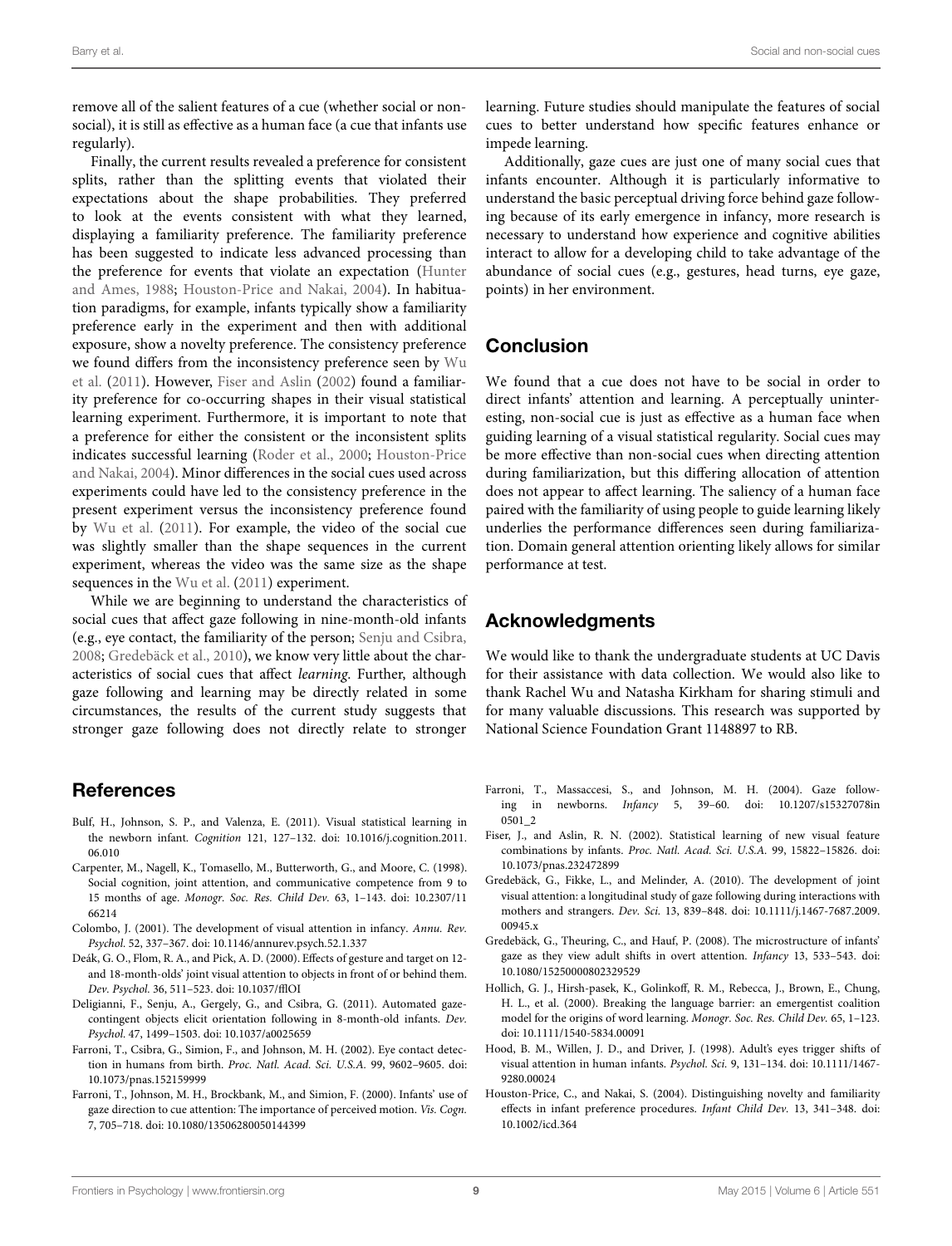remove all of the salient features of a cue (whether social or non-social), it is still as effective as a human face (a cue that infants use regularly).

Finally, the current results revealed a preference for consistent splits, rather than the splitting events that violated their expectations about the shape probabilities. They preferred to look at the events consistent with what they learned, displaying a familiarity preference. The familiarity preference has been suggested to indicate less advanced processing than the preference for events that violate an expectation (Hunter and Ames, 1988; Houston-Price and Nakai, 2004). In habituation paradigms, for example, infants typically show a familiarity preference early in the experiment and then with additional exposure, show a novelty preference. The consistency preference we found differs from the inconsistency preference seen by Wu et al. (2011). However, Fiser and Aslin (2002) found a familiarity preference for co-occurring shapes in their visual statistical learning experiment. Furthermore, it is important to note that a preference for either the consistent or the inconsistent splits indicates successful learning (Roder et al., 2000; Houston-Price and Nakai, 2004). Minor differences in the social cues used across experiments could have led to the consistency preference in the present experiment versus the inconsistency preference found by Wu et al. (2011). For example, the video of the social cue was slightly smaller than the shape sequences in the current experiment, whereas the video was the same size as the shape sequences in the Wu et al. (2011) experiment.

While we are beginning to understand the characteristics of social cues that affect gaze following in nine-month-old infants (e.g., eye contact, the familiarity of the person; Senju and Csibra, 2008; Gredebäck et al., 2010), we know very little about the characteristics of social cues that affect *learning*. Further, although gaze following and learning may be directly related in some circumstances, the results of the current study suggests that stronger gaze following does not directly relate to stronger learning. Future studies should manipulate the features of social cues to better understand how specific features enhance or impede learning.

Additionally, gaze cues are just one of many social cues that infants encounter. Although it is particularly informative to understand the basic perceptual driving force behind gaze following because of its early emergence in infancy, more research is necessary to understand how experience and cognitive abilities interact to allow for a developing child to take advantage of the abundance of social cues (e.g., gestures, head turns, eye gaze, points) in her environment.

## Conclusion

We found that a cue does not have to be social in order to direct infants' attention and learning. A perceptually uninteresting, non-social cue is just as effective as a human face when guiding learning of a visual statistical regularity. Social cues may be more effective than non-social cues when directing attention during familiarization, but this differing allocation of attention does not appear to affect learning. The saliency of a human face paired with the familiarity of using people to guide learning likely underlies the performance differences seen during familiarization. Domain general attention orienting likely allows for similar performance at test.

## Acknowledgments

We would like to thank the undergraduate students at UC Davis for their assistance with data collection. We would also like to thank Rachel Wu and Natasha Kirkham for sharing stimuli and for many valuable discussions. This research was supported by National Science Foundation Grant 1148897 to RB.

## References

Bulf, H., Johnson, S. P., and Valenza, E. (2011). Visual statistical learning in the newborn infant. *Cognition* 121, 127–132. doi: 10.1016/j.cognition.2011.06.010

Carpenter, M., Nagell, K., Tomasello, M., Butterworth, G., and Moore, C. (1998). Social cognition, joint attention, and communicative competence from 9 to 15 months of age. *Monogr. Soc. Res. Child Dev.* 63, 1–143. doi: 10.2307/1166214

Colombo, J. (2001). The development of visual attention in infancy. *Annu. Rev. Psychol.* 52, 337–367. doi: 10.1146/annurev.psych.52.1.337

Deák, G. O., Flom, R. A., and Pick, A. D. (2000). Effects of gesture and target on 12- and 18-month-olds' joint visual attention to objects in front of or behind them. *Dev. Psychol.* 36, 511–523. doi: 10.1037/fflOI

Deligianni, F., Senju, A., Gergely, G., and Csibra, G. (2011). Automated gaze-contingent objects elicit orientation following in 8-month-old infants. *Dev. Psychol.* 47, 1499–1503. doi: 10.1037/a0025659

Farroni, T., Csibra, G., Simion, F., and Johnson, M. H. (2002). Eye contact detection in humans from birth. *Proc. Natl. Acad. Sci. U.S.A.* 99, 9602–9605. doi: 10.1073/pnas.152159999

Farroni, T., Johnson, M. H., Brockbank, M., and Simion, F. (2000). Infants' use of gaze direction to cue attention: The importance of perceived motion. *Vis. Cogn.* 7, 705–718. doi: 10.1080/13506280050144399

Farroni, T., Massaccesi, S., and Johnson, M. H. (2004). Gaze following in newborns. *Infancy* 5, 39–60. doi: 10.1207/s15327078in0501_2

Fiser, J., and Aslin, R. N. (2002). Statistical learning of new visual feature combinations by infants. *Proc. Natl. Acad. Sci. U.S.A.* 99, 15822–15826. doi: 10.1073/pnas.232472899

Gredebäck, G., Fikke, L., and Melinder, A. (2010). The development of joint visual attention: a longitudinal study of gaze following during interactions with mothers and strangers. *Dev. Sci.* 13, 839–848. doi: 10.1111/j.1467-7687.2009.00945.x

Gredebäck, G., Theuring, C., and Hauf, P. (2008). The microstructure of infants' gaze as they view adult shifts in overt attention. *Infancy* 13, 533–543. doi: 10.1080/15250000802329529

Hollich, G. J., Hirsh-pasek, K., Golinkoff, R. M., Rebecca, J., Brown, E., Chung, H. L., et al. (2000). Breaking the language barrier: an emergentist coalition model for the origins of word learning. *Monogr. Soc. Res. Child Dev.* 65, 1–123. doi: 10.1111/1540-5834.00091

Hood, B. M., Willen, J. D., and Driver, J. (1998). Adult's eyes trigger shifts of visual attention in human infants. *Psychol. Sci.* 9, 131–134. doi: 10.1111/1467-9280.00024

Houston-Price, C., and Nakai, S. (2004). Distinguishing novelty and familiarity effects in infant preference procedures. *Infant Child Dev.* 13, 341–348. doi: 10.1002/icd.364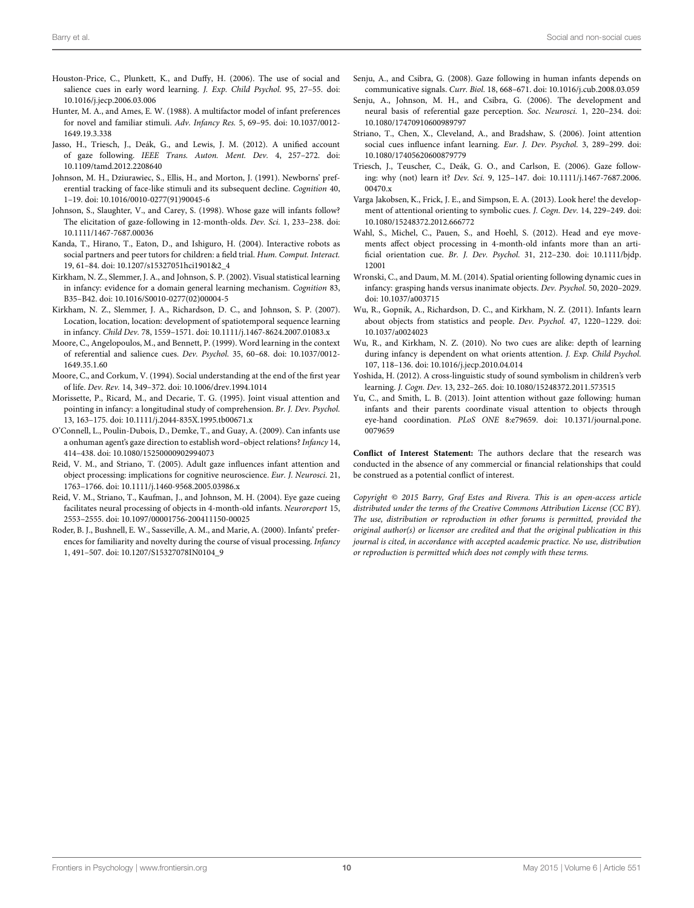Houston-Price, C., Plunkett, K., and Duffy, H. (2006). The use of social and salience cues in early word learning. *J. Exp. Child Psychol.* 95, 27–55. doi: 10.1016/j.jecp.2006.03.006

Hunter, M. A., and Ames, E. W. (1988). A multifactor model of infant preferences for novel and familiar stimuli. *Adv. Infancy Res.* 5, 69–95. doi: 10.1037/0012-1649.19.3.338

Jasso, H., Triesch, J., Deák, G., and Lewis, J. M. (2012). A unified account of gaze following. *IEEE Trans. Auton. Ment. Dev.* 4, 257–272. doi: 10.1109/tamd.2012.2208640

Johnson, M. H., Dziurawiec, S., Ellis, H., and Morton, J. (1991). Newborns' preferential tracking of face-like stimuli and its subsequent decline. *Cognition* 40, 1–19. doi: 10.1016/0010-0277(91)90045-6

Johnson, S., Slaughter, V., and Carey, S. (1998). Whose gaze will infants follow? The elicitation of gaze-following in 12-month-olds. *Dev. Sci.* 1, 233–238. doi: 10.1111/1467-7687.00036

Kanda, T., Hirano, T., Eaton, D., and Ishiguro, H. (2004). Interactive robots as social partners and peer tutors for children: a field trial. *Hum. Comput. Interact.* 19, 61–84. doi: 10.1207/s15327051hci1901&2_4

Kirkham, N. Z., Slemmer, J. A., and Johnson, S. P. (2002). Visual statistical learning in infancy: evidence for a domain general learning mechanism. *Cognition* 83, B35–B42. doi: 10.1016/S0010-0277(02)00004-5

Kirkham, N. Z., Slemmer, J. A., Richardson, D. C., and Johnson, S. P. (2007). Location, location, location: development of spatiotemporal sequence learning in infancy. *Child Dev.* 78, 1559–1571. doi: 10.1111/j.1467-8624.2007.01083.x

Moore, C., Angelopoulos, M., and Bennett, P. (1999). Word learning in the context of referential and salience cues. *Dev. Psychol.* 35, 60–68. doi: 10.1037/0012-1649.35.1.60

Moore, C., and Corkum, V. (1994). Social understanding at the end of the first year of life. *Dev. Rev.* 14, 349–372. doi: 10.1006/drev.1994.1014

Morissette, P., Ricard, M., and Decarie, T. G. (1995). Joint visual attention and pointing in infancy: a longitudinal study of comprehension. *Br. J. Dev. Psychol.* 13, 163–175. doi: 10.1111/j.2044-835X.1995.tb00671.x

O'Connell, L., Poulin-Dubois, D., Demke, T., and Guay, A. (2009). Can infants use a onhuman agent's gaze direction to establish word–object relations? *Infancy* 14, 414–438. doi: 10.1080/15250000902994073

Reid, V. M., and Striano, T. (2005). Adult gaze influences infant attention and object processing: implications for cognitive neuroscience. *Eur. J. Neurosci.* 21, 1763–1766. doi: 10.1111/j.1460-9568.2005.03986.x

Reid, V. M., Striano, T., Kaufman, J., and Johnson, M. H. (2004). Eye gaze cueing facilitates neural processing of objects in 4-month-old infants. *Neuroreport* 15, 2553–2555. doi: 10.1097/00001756-200411150-00025

Roder, B. J., Bushnell, E. W., Sasseville, A. M., and Marie, A. (2000). Infants' preferences for familiarity and novelty during the course of visual processing. *Infancy* 1, 491–507. doi: 10.1207/S15327078IN0104_9

Senju, A., and Csibra, G. (2008). Gaze following in human infants depends on communicative signals. *Curr. Biol.* 18, 668–671. doi: 10.1016/j.cub.2008.03.059

Senju, A., Johnson, M. H., and Csibra, G. (2006). The development and neural basis of referential gaze perception. *Soc. Neurosci.* 1, 220–234. doi: 10.1080/17470910600989797

Striano, T., Chen, X., Cleveland, A., and Bradshaw, S. (2006). Joint attention social cues influence infant learning. *Eur. J. Dev. Psychol.* 3, 289–299. doi: 10.1080/17405620600879779

Triesch, J., Teuscher, C., Deák, G. O., and Carlson, E. (2006). Gaze following: why (not) learn it? *Dev. Sci.* 9, 125–147. doi: 10.1111/j.1467-7687.2006.00470.x

Varga Jakobsen, K., Frick, J. E., and Simpson, E. A. (2013). Look here! the development of attentional orienting to symbolic cues. *J. Cogn. Dev.* 14, 229–249. doi: 10.1080/15248372.2012.666772

Wahl, S., Michel, C., Pauen, S., and Hoehl, S. (2012). Head and eye movements affect object processing in 4-month-old infants more than an artificial orientation cue. *Br. J. Dev. Psychol.* 31, 212–230. doi: 10.1111/bjdp.12001

Wronski, C., and Daum, M. M. (2014). Spatial orienting following dynamic cues in infancy: grasping hands versus inanimate objects. *Dev. Psychol.* 50, 2020–2029. doi: 10.1037/a003715

Wu, R., Gopnik, A., Richardson, D. C., and Kirkham, N. Z. (2011). Infants learn about objects from statistics and people. *Dev. Psychol.* 47, 1220–1229. doi: 10.1037/a0024023

Wu, R., and Kirkham, N. Z. (2010). No two cues are alike: depth of learning during infancy is dependent on what orients attention. *J. Exp. Child Psychol.* 107, 118–136. doi: 10.1016/j.jecp.2010.04.014

Yoshida, H. (2012). A cross-linguistic study of sound symbolism in children's verb learning. *J. Cogn. Dev.* 13, 232–265. doi: 10.1080/15248372.2011.573515

Yu, C., and Smith, L. B. (2013). Joint attention without gaze following: human infants and their parents coordinate visual attention to objects through eye-hand coordination. *PLoS ONE* 8:e79659. doi: 10.1371/journal.pone.0079659

**Conflict of Interest Statement:** The authors declare that the research was conducted in the absence of any commercial or financial relationships that could be construed as a potential conflict of interest.

*Copyright © 2015 Barry, Graf Estes and Rivera. This is an open-access article distributed under the terms of the Creative Commons Attribution License (CC BY). The use, distribution or reproduction in other forums is permitted, provided the original author(s) or licensor are credited and that the original publication in this journal is cited, in accordance with accepted academic practice. No use, distribution or reproduction is permitted which does not comply with these terms.*